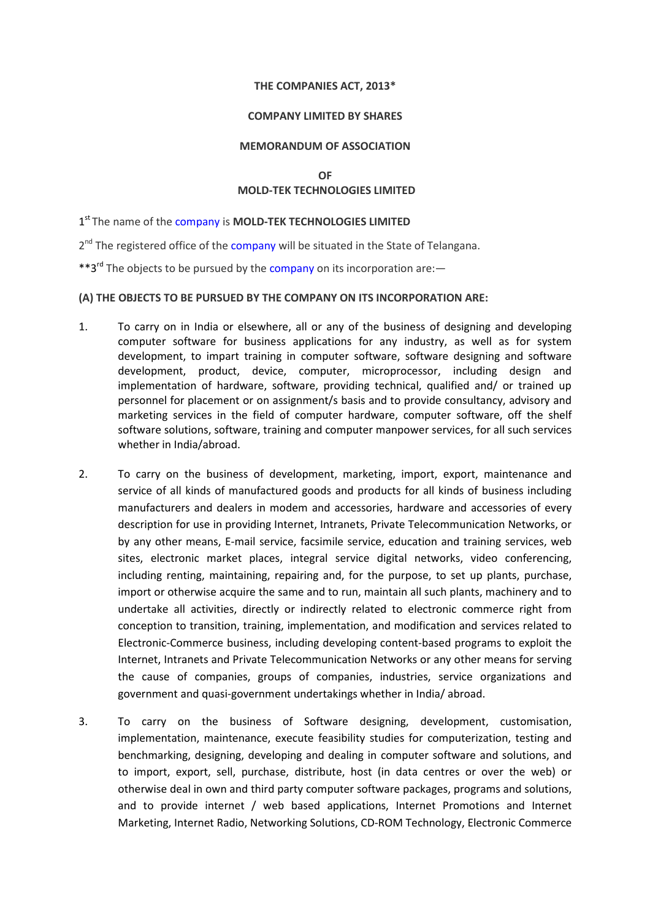**THE COMPANIES ACT, 2013***

**COMPANY LIMITED BY SHARES**

**MEMORANDUM OF ASSOCIATION**

**OF**
**MOLD-TEK TECHNOLOGIES LIMITED**

1st The name of the company is **MOLD-TEK TECHNOLOGIES LIMITED**

2nd The registered office of the company will be situated in the State of Telangana.

**3rd The objects to be pursued by the company on its incorporation are:—

**(A) THE OBJECTS TO BE PURSUED BY THE COMPANY ON ITS INCORPORATION ARE:**

1. To carry on in India or elsewhere, all or any of the business of designing and developing computer software for business applications for any industry, as well as for system development, to impart training in computer software, software designing and software development, product, device, computer, microprocessor, including design and implementation of hardware, software, providing technical, qualified and/ or trained up personnel for placement or on assignment/s basis and to provide consultancy, advisory and marketing services in the field of computer hardware, computer software, off the shelf software solutions, software, training and computer manpower services, for all such services whether in India/abroad.

2. To carry on the business of development, marketing, import, export, maintenance and service of all kinds of manufactured goods and products for all kinds of business including manufacturers and dealers in modem and accessories, hardware and accessories of every description for use in providing Internet, Intranets, Private Telecommunication Networks, or by any other means, E-mail service, facsimile service, education and training services, web sites, electronic market places, integral service digital networks, video conferencing, including renting, maintaining, repairing and, for the purpose, to set up plants, purchase, import or otherwise acquire the same and to run, maintain all such plants, machinery and to undertake all activities, directly or indirectly related to electronic commerce right from conception to transition, training, implementation, and modification and services related to Electronic-Commerce business, including developing content-based programs to exploit the Internet, Intranets and Private Telecommunication Networks or any other means for serving the cause of companies, groups of companies, industries, service organizations and government and quasi-government undertakings whether in India/ abroad.

3. To carry on the business of Software designing, development, customisation, implementation, maintenance, execute feasibility studies for computerization, testing and benchmarking, designing, developing and dealing in computer software and solutions, and to import, export, sell, purchase, distribute, host (in data centres or over the web) or otherwise deal in own and third party computer software packages, programs and solutions, and to provide internet / web based applications, Internet Promotions and Internet Marketing, Internet Radio, Networking Solutions, CD-ROM Technology, Electronic Commerce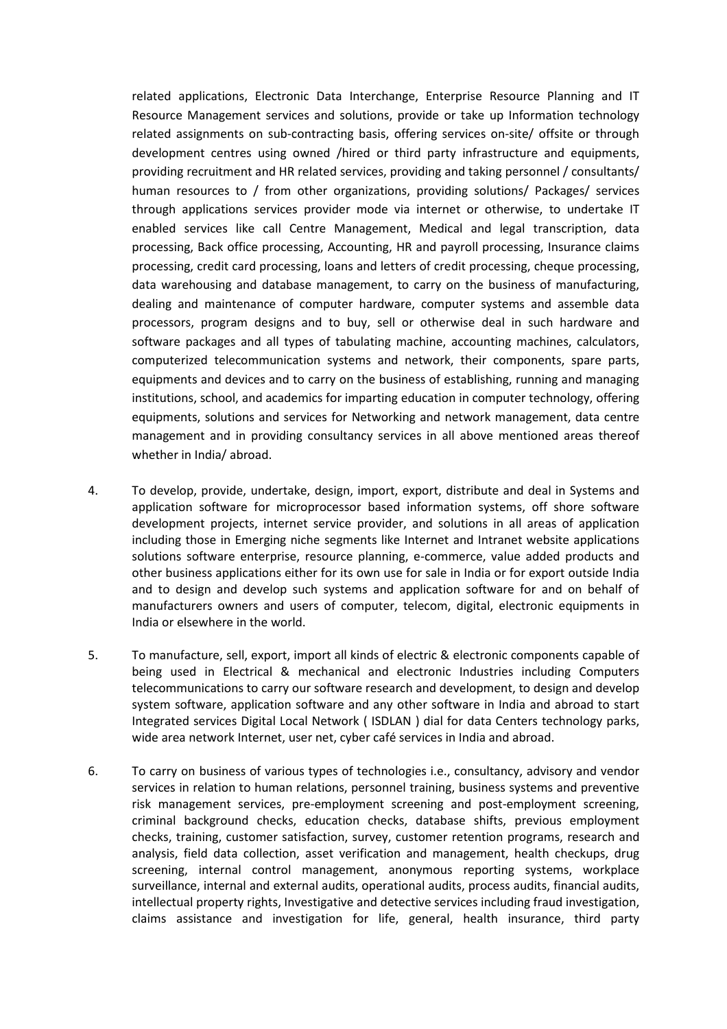related applications, Electronic Data Interchange, Enterprise Resource Planning and IT Resource Management services and solutions, provide or take up Information technology related assignments on sub-contracting basis, offering services on-site/ offsite or through development centres using owned /hired or third party infrastructure and equipments, providing recruitment and HR related services, providing and taking personnel / consultants/ human resources to / from other organizations, providing solutions/ Packages/ services through applications services provider mode via internet or otherwise, to undertake IT enabled services like call Centre Management, Medical and legal transcription, data processing, Back office processing, Accounting, HR and payroll processing, Insurance claims processing, credit card processing, loans and letters of credit processing, cheque processing, data warehousing and database management, to carry on the business of manufacturing, dealing and maintenance of computer hardware, computer systems and assemble data processors, program designs and to buy, sell or otherwise deal in such hardware and software packages and all types of tabulating machine, accounting machines, calculators, computerized telecommunication systems and network, their components, spare parts, equipments and devices and to carry on the business of establishing, running and managing institutions, school, and academics for imparting education in computer technology, offering equipments, solutions and services for Networking and network management, data centre management and in providing consultancy services in all above mentioned areas thereof whether in India/ abroad.

4. To develop, provide, undertake, design, import, export, distribute and deal in Systems and application software for microprocessor based information systems, off shore software development projects, internet service provider, and solutions in all areas of application including those in Emerging niche segments like Internet and Intranet website applications solutions software enterprise, resource planning, e-commerce, value added products and other business applications either for its own use for sale in India or for export outside India and to design and develop such systems and application software for and on behalf of manufacturers owners and users of computer, telecom, digital, electronic equipments in India or elsewhere in the world.

5. To manufacture, sell, export, import all kinds of electric & electronic components capable of being used in Electrical & mechanical and electronic Industries including Computers telecommunications to carry our software research and development, to design and develop system software, application software and any other software in India and abroad to start Integrated services Digital Local Network ( ISDLAN ) dial for data Centers technology parks, wide area network Internet, user net, cyber café services in India and abroad.

6. To carry on business of various types of technologies i.e., consultancy, advisory and vendor services in relation to human relations, personnel training, business systems and preventive risk management services, pre-employment screening and post-employment screening, criminal background checks, education checks, database shifts, previous employment checks, training, customer satisfaction, survey, customer retention programs, research and analysis, field data collection, asset verification and management, health checkups, drug screening, internal control management, anonymous reporting systems, workplace surveillance, internal and external audits, operational audits, process audits, financial audits, intellectual property rights, Investigative and detective services including fraud investigation, claims assistance and investigation for life, general, health insurance, third party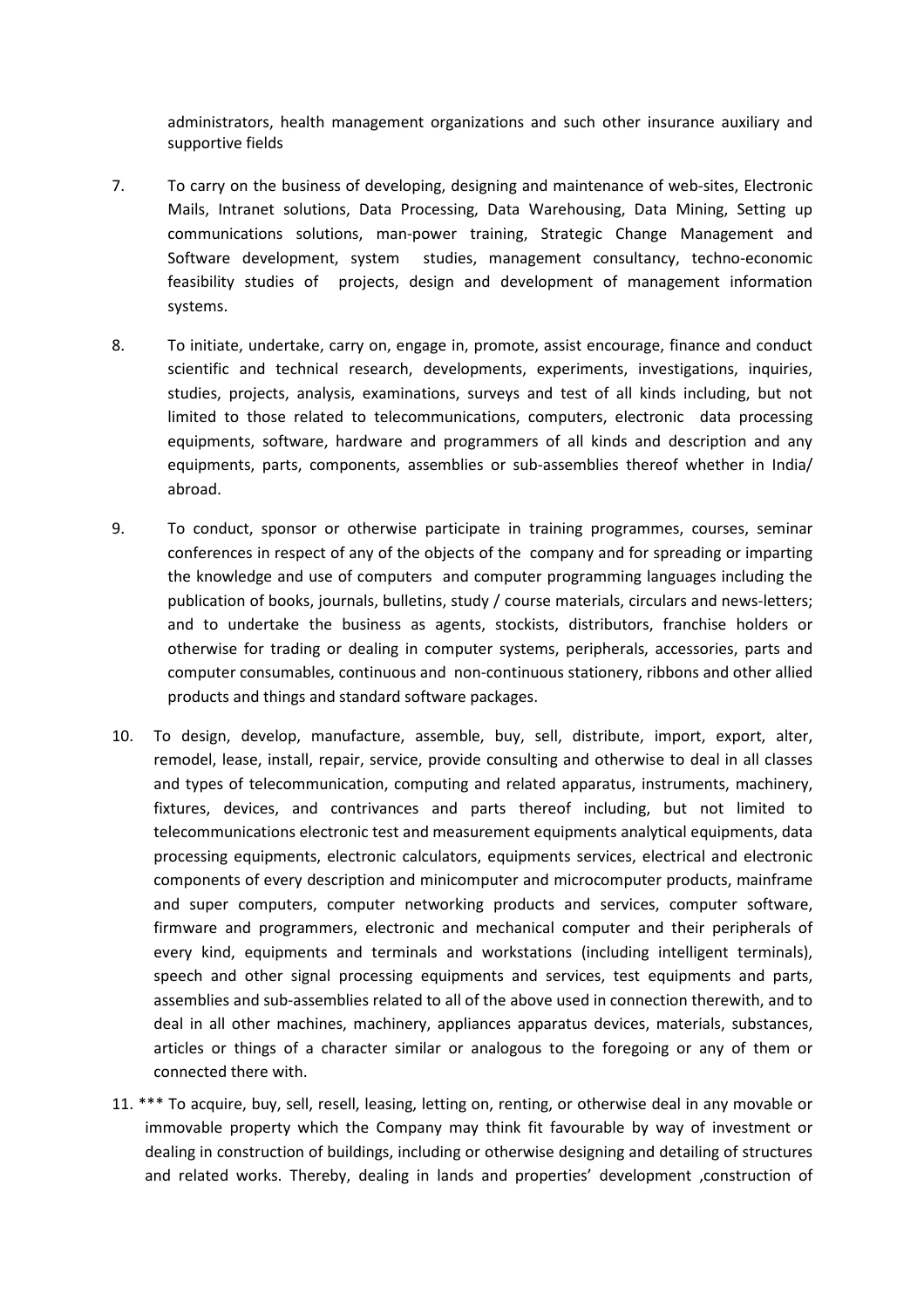administrators, health management organizations and such other insurance auxiliary and supportive fields

7. To carry on the business of developing, designing and maintenance of web-sites, Electronic Mails, Intranet solutions, Data Processing, Data Warehousing, Data Mining, Setting up communications solutions, man-power training, Strategic Change Management and Software development, system studies, management consultancy, techno-economic feasibility studies of projects, design and development of management information systems.

8. To initiate, undertake, carry on, engage in, promote, assist encourage, finance and conduct scientific and technical research, developments, experiments, investigations, inquiries, studies, projects, analysis, examinations, surveys and test of all kinds including, but not limited to those related to telecommunications, computers, electronic data processing equipments, software, hardware and programmers of all kinds and description and any equipments, parts, components, assemblies or sub-assemblies thereof whether in India/ abroad.

9. To conduct, sponsor or otherwise participate in training programmes, courses, seminar conferences in respect of any of the objects of the company and for spreading or imparting the knowledge and use of computers and computer programming languages including the publication of books, journals, bulletins, study / course materials, circulars and news-letters; and to undertake the business as agents, stockists, distributors, franchise holders or otherwise for trading or dealing in computer systems, peripherals, accessories, parts and computer consumables, continuous and non-continuous stationery, ribbons and other allied products and things and standard software packages.

10. To design, develop, manufacture, assemble, buy, sell, distribute, import, export, alter, remodel, lease, install, repair, service, provide consulting and otherwise to deal in all classes and types of telecommunication, computing and related apparatus, instruments, machinery, fixtures, devices, and contrivances and parts thereof including, but not limited to telecommunications electronic test and measurement equipments analytical equipments, data processing equipments, electronic calculators, equipments services, electrical and electronic components of every description and minicomputer and microcomputer products, mainframe and super computers, computer networking products and services, computer software, firmware and programmers, electronic and mechanical computer and their peripherals of every kind, equipments and terminals and workstations (including intelligent terminals), speech and other signal processing equipments and services, test equipments and parts, assemblies and sub-assemblies related to all of the above used in connection therewith, and to deal in all other machines, machinery, appliances apparatus devices, materials, substances, articles or things of a character similar or analogous to the foregoing or any of them or connected there with.

11. *** To acquire, buy, sell, resell, leasing, letting on, renting, or otherwise deal in any movable or immovable property which the Company may think fit favourable by way of investment or dealing in construction of buildings, including or otherwise designing and detailing of structures and related works. Thereby, dealing in lands and properties' development ,construction of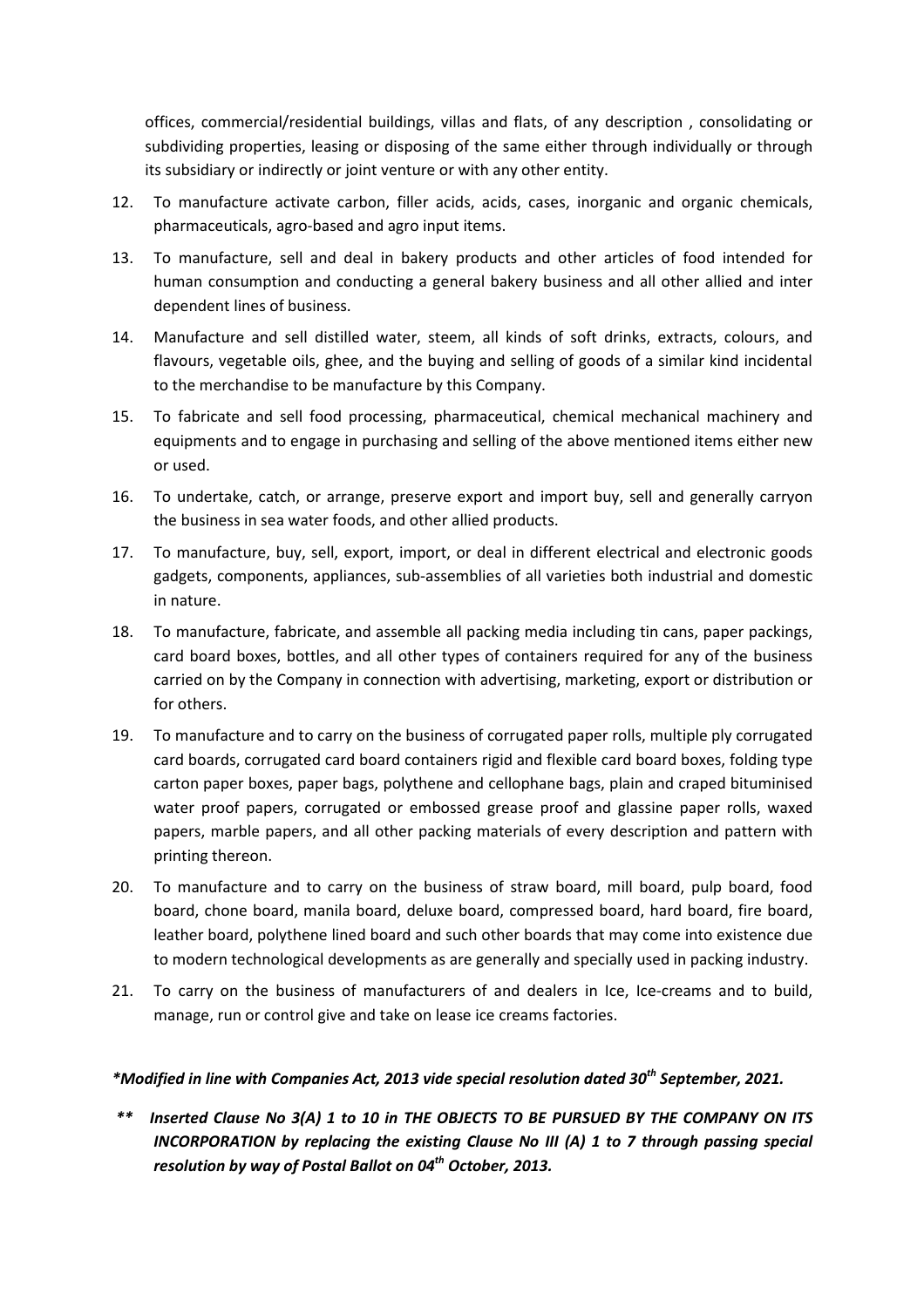offices, commercial/residential buildings, villas and flats, of any description , consolidating or subdividing properties, leasing or disposing of the same either through individually or through its subsidiary or indirectly or joint venture or with any other entity.

12. To manufacture activate carbon, filler acids, acids, cases, inorganic and organic chemicals, pharmaceuticals, agro-based and agro input items.
13. To manufacture, sell and deal in bakery products and other articles of food intended for human consumption and conducting a general bakery business and all other allied and inter dependent lines of business.
14. Manufacture and sell distilled water, steem, all kinds of soft drinks, extracts, colours, and flavours, vegetable oils, ghee, and the buying and selling of goods of a similar kind incidental to the merchandise to be manufacture by this Company.
15. To fabricate and sell food processing, pharmaceutical, chemical mechanical machinery and equipments and to engage in purchasing and selling of the above mentioned items either new or used.
16. To undertake, catch, or arrange, preserve export and import buy, sell and generally carryon the business in sea water foods, and other allied products.
17. To manufacture, buy, sell, export, import, or deal in different electrical and electronic goods gadgets, components, appliances, sub-assemblies of all varieties both industrial and domestic in nature.
18. To manufacture, fabricate, and assemble all packing media including tin cans, paper packings, card board boxes, bottles, and all other types of containers required for any of the business carried on by the Company in connection with advertising, marketing, export or distribution or for others.
19. To manufacture and to carry on the business of corrugated paper rolls, multiple ply corrugated card boards, corrugated card board containers rigid and flexible card board boxes, folding type carton paper boxes, paper bags, polythene and cellophane bags, plain and craped bituminised water proof papers, corrugated or embossed grease proof and glassine paper rolls, waxed papers, marble papers, and all other packing materials of every description and pattern with printing thereon.
20. To manufacture and to carry on the business of straw board, mill board, pulp board, food board, chone board, manila board, deluxe board, compressed board, hard board, fire board, leather board, polythene lined board and such other boards that may come into existence due to modern technological developments as are generally and specially used in packing industry.
21. To carry on the business of manufacturers of and dealers in Ice, Ice-creams and to build, manage, run or control give and take on lease ice creams factories.

***Modified in line with Companies Act, 2013 vide special resolution dated 30th September, 2021.***

***\*\* Inserted Clause No 3(A) 1 to 10 in THE OBJECTS TO BE PURSUED BY THE COMPANY ON ITS INCORPORATION by replacing the existing Clause No III (A) 1 to 7 through passing special resolution by way of Postal Ballot on 04th October, 2013.***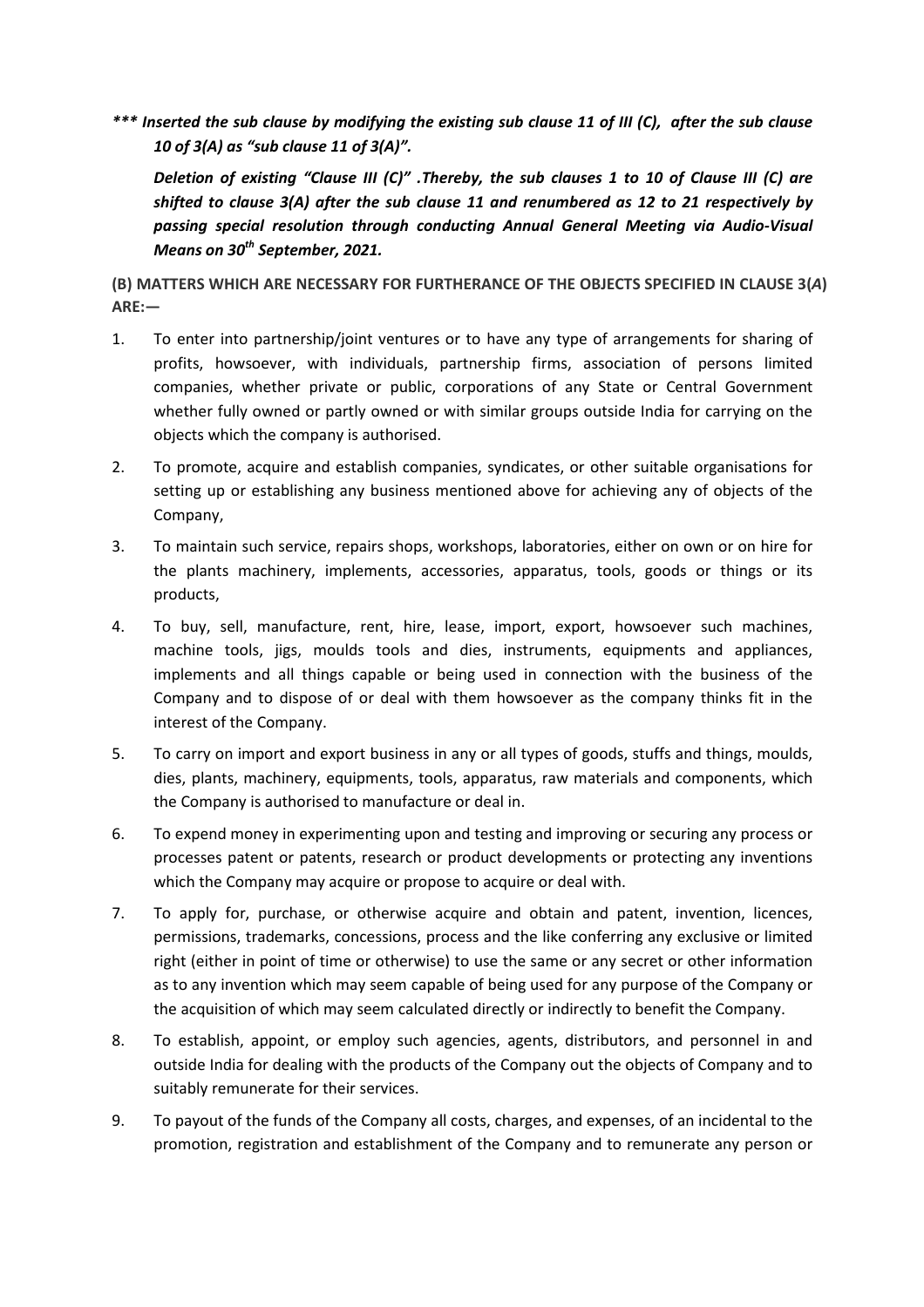***\*\*\* Inserted the sub clause by modifying the existing sub clause 11 of III (C), after the sub clause 10 of 3(A) as "sub clause 11 of 3(A)".***

***Deletion of existing "Clause III (C)" .Thereby, the sub clauses 1 to 10 of Clause III (C) are shifted to clause 3(A) after the sub clause 11 and renumbered as 12 to 21 respectively by passing special resolution through conducting Annual General Meeting via Audio-Visual Means on 30th September, 2021.***

**(B) MATTERS WHICH ARE NECESSARY FOR FURTHERANCE OF THE OBJECTS SPECIFIED IN CLAUSE 3(*A*) ARE:—**

1. To enter into partnership/joint ventures or to have any type of arrangements for sharing of profits, howsoever, with individuals, partnership firms, association of persons limited companies, whether private or public, corporations of any State or Central Government whether fully owned or partly owned or with similar groups outside India for carrying on the objects which the company is authorised.
2. To promote, acquire and establish companies, syndicates, or other suitable organisations for setting up or establishing any business mentioned above for achieving any of objects of the Company,
3. To maintain such service, repairs shops, workshops, laboratories, either on own or on hire for the plants machinery, implements, accessories, apparatus, tools, goods or things or its products,
4. To buy, sell, manufacture, rent, hire, lease, import, export, howsoever such machines, machine tools, jigs, moulds tools and dies, instruments, equipments and appliances, implements and all things capable or being used in connection with the business of the Company and to dispose of or deal with them howsoever as the company thinks fit in the interest of the Company.
5. To carry on import and export business in any or all types of goods, stuffs and things, moulds, dies, plants, machinery, equipments, tools, apparatus, raw materials and components, which the Company is authorised to manufacture or deal in.
6. To expend money in experimenting upon and testing and improving or securing any process or processes patent or patents, research or product developments or protecting any inventions which the Company may acquire or propose to acquire or deal with.
7. To apply for, purchase, or otherwise acquire and obtain and patent, invention, licences, permissions, trademarks, concessions, process and the like conferring any exclusive or limited right (either in point of time or otherwise) to use the same or any secret or other information as to any invention which may seem capable of being used for any purpose of the Company or the acquisition of which may seem calculated directly or indirectly to benefit the Company.
8. To establish, appoint, or employ such agencies, agents, distributors, and personnel in and outside India for dealing with the products of the Company out the objects of Company and to suitably remunerate for their services.
9. To payout of the funds of the Company all costs, charges, and expenses, of an incidental to the promotion, registration and establishment of the Company and to remunerate any person or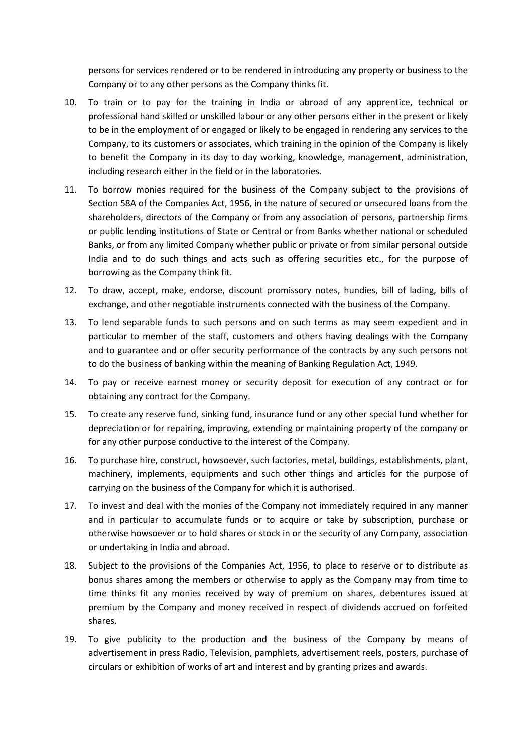persons for services rendered or to be rendered in introducing any property or business to the Company or to any other persons as the Company thinks fit.

10. To train or to pay for the training in India or abroad of any apprentice, technical or professional hand skilled or unskilled labour or any other persons either in the present or likely to be in the employment of or engaged or likely to be engaged in rendering any services to the Company, to its customers or associates, which training in the opinion of the Company is likely to benefit the Company in its day to day working, knowledge, management, administration, including research either in the field or in the laboratories.

11. To borrow monies required for the business of the Company subject to the provisions of Section 58A of the Companies Act, 1956, in the nature of secured or unsecured loans from the shareholders, directors of the Company or from any association of persons, partnership firms or public lending institutions of State or Central or from Banks whether national or scheduled Banks, or from any limited Company whether public or private or from similar personal outside India and to do such things and acts such as offering securities etc., for the purpose of borrowing as the Company think fit.

12. To draw, accept, make, endorse, discount promissory notes, hundies, bill of lading, bills of exchange, and other negotiable instruments connected with the business of the Company.

13. To lend separable funds to such persons and on such terms as may seem expedient and in particular to member of the staff, customers and others having dealings with the Company and to guarantee and or offer security performance of the contracts by any such persons not to do the business of banking within the meaning of Banking Regulation Act, 1949.

14. To pay or receive earnest money or security deposit for execution of any contract or for obtaining any contract for the Company.

15. To create any reserve fund, sinking fund, insurance fund or any other special fund whether for depreciation or for repairing, improving, extending or maintaining property of the company or for any other purpose conductive to the interest of the Company.

16. To purchase hire, construct, howsoever, such factories, metal, buildings, establishments, plant, machinery, implements, equipments and such other things and articles for the purpose of carrying on the business of the Company for which it is authorised.

17. To invest and deal with the monies of the Company not immediately required in any manner and in particular to accumulate funds or to acquire or take by subscription, purchase or otherwise howsoever or to hold shares or stock in or the security of any Company, association or undertaking in India and abroad.

18. Subject to the provisions of the Companies Act, 1956, to place to reserve or to distribute as bonus shares among the members or otherwise to apply as the Company may from time to time thinks fit any monies received by way of premium on shares, debentures issued at premium by the Company and money received in respect of dividends accrued on forfeited shares.

19. To give publicity to the production and the business of the Company by means of advertisement in press Radio, Television, pamphlets, advertisement reels, posters, purchase of circulars or exhibition of works of art and interest and by granting prizes and awards.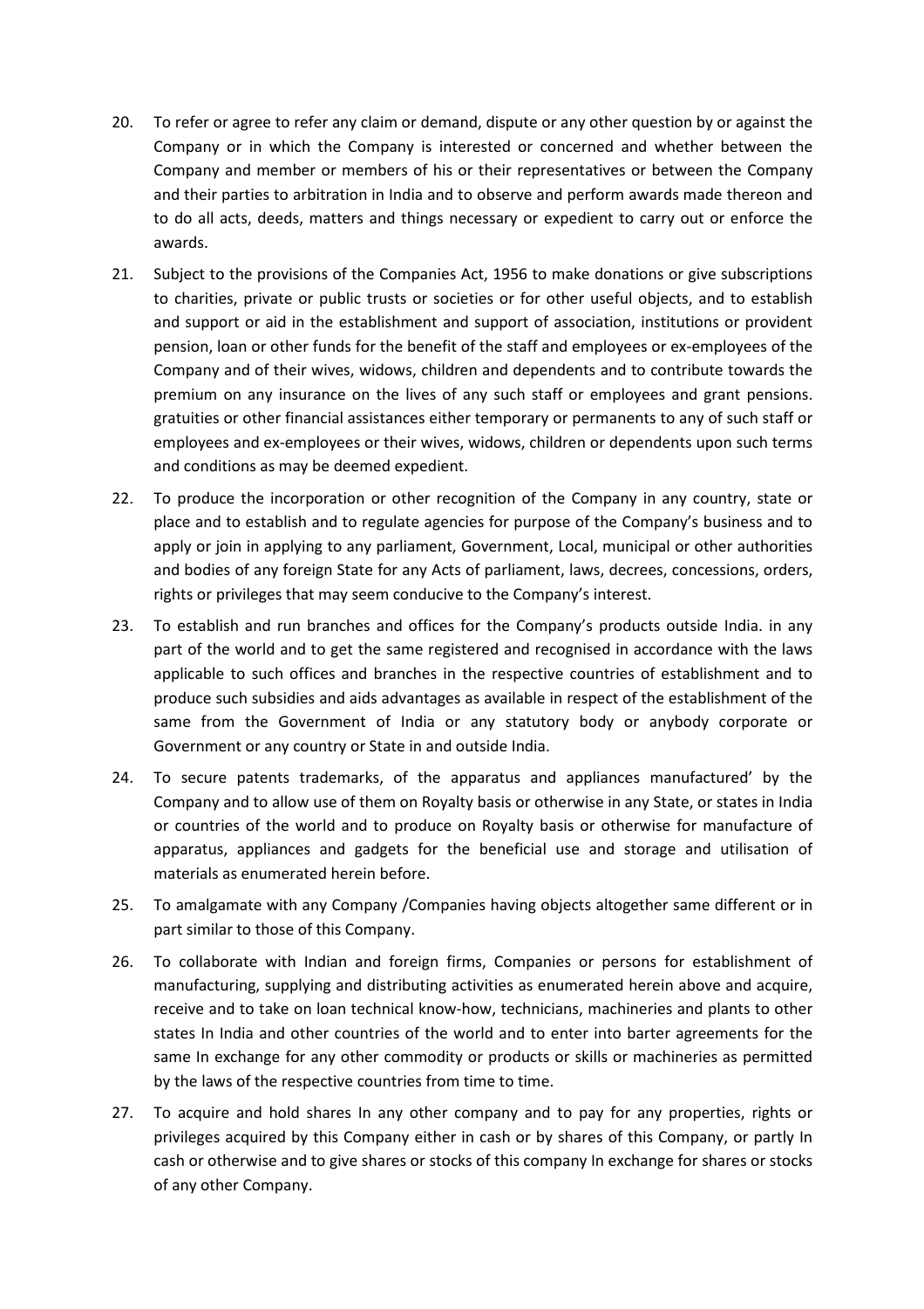20. To refer or agree to refer any claim or demand, dispute or any other question by or against the Company or in which the Company is interested or concerned and whether between the Company and member or members of his or their representatives or between the Company and their parties to arbitration in India and to observe and perform awards made thereon and to do all acts, deeds, matters and things necessary or expedient to carry out or enforce the awards.

21. Subject to the provisions of the Companies Act, 1956 to make donations or give subscriptions to charities, private or public trusts or societies or for other useful objects, and to establish and support or aid in the establishment and support of association, institutions or provident pension, loan or other funds for the benefit of the staff and employees or ex-employees of the Company and of their wives, widows, children and dependents and to contribute towards the premium on any insurance on the lives of any such staff or employees and grant pensions. gratuities or other financial assistances either temporary or permanents to any of such staff or employees and ex-employees or their wives, widows, children or dependents upon such terms and conditions as may be deemed expedient.

22. To produce the incorporation or other recognition of the Company in any country, state or place and to establish and to regulate agencies for purpose of the Company's business and to apply or join in applying to any parliament, Government, Local, municipal or other authorities and bodies of any foreign State for any Acts of parliament, laws, decrees, concessions, orders, rights or privileges that may seem conducive to the Company's interest.

23. To establish and run branches and offices for the Company's products outside India. in any part of the world and to get the same registered and recognised in accordance with the laws applicable to such offices and branches in the respective countries of establishment and to produce such subsidies and aids advantages as available in respect of the establishment of the same from the Government of India or any statutory body or anybody corporate or Government or any country or State in and outside India.

24. To secure patents trademarks, of the apparatus and appliances manufactured' by the Company and to allow use of them on Royalty basis or otherwise in any State, or states in India or countries of the world and to produce on Royalty basis or otherwise for manufacture of apparatus, appliances and gadgets for the beneficial use and storage and utilisation of materials as enumerated herein before.

25. To amalgamate with any Company /Companies having objects altogether same different or in part similar to those of this Company.

26. To collaborate with Indian and foreign firms, Companies or persons for establishment of manufacturing, supplying and distributing activities as enumerated herein above and acquire, receive and to take on loan technical know-how, technicians, machineries and plants to other states In India and other countries of the world and to enter into barter agreements for the same In exchange for any other commodity or products or skills or machineries as permitted by the laws of the respective countries from time to time.

27. To acquire and hold shares In any other company and to pay for any properties, rights or privileges acquired by this Company either in cash or by shares of this Company, or partly In cash or otherwise and to give shares or stocks of this company In exchange for shares or stocks of any other Company.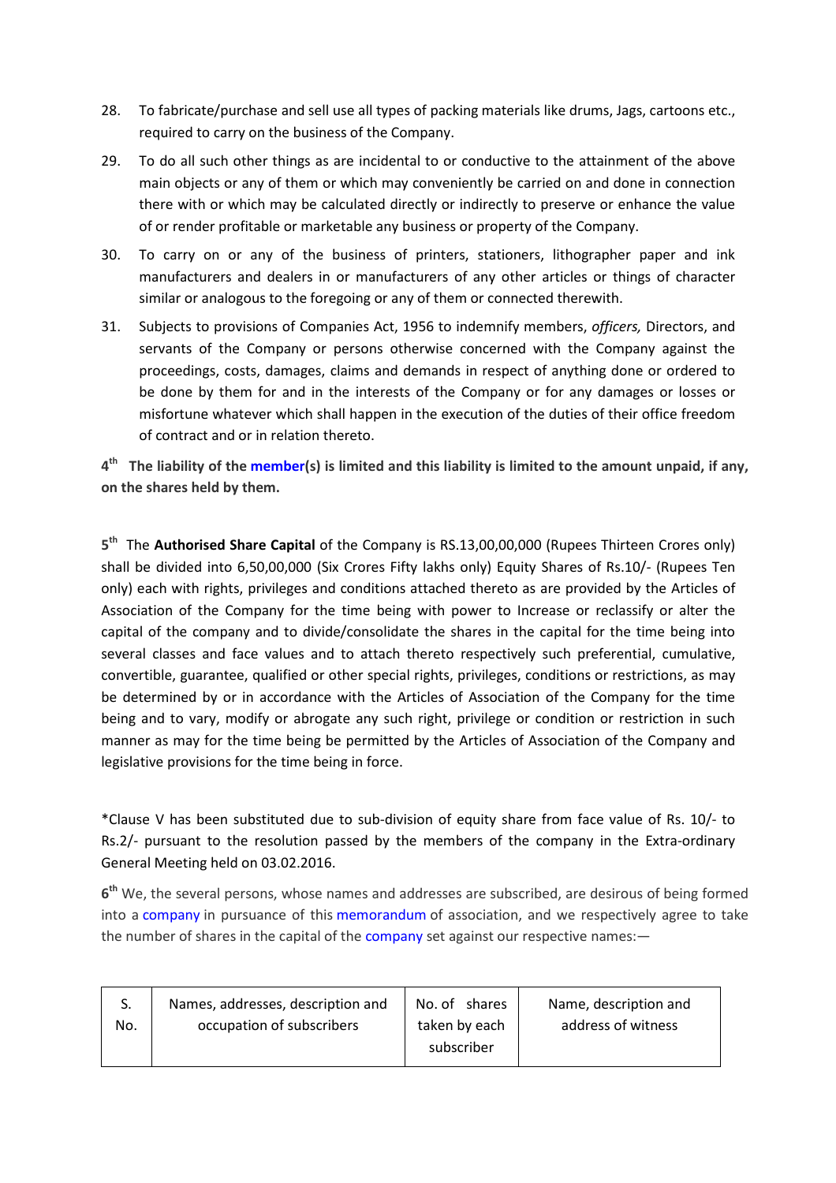28. To fabricate/purchase and sell use all types of packing materials like drums, Jags, cartoons etc., required to carry on the business of the Company.

29. To do all such other things as are incidental to or conductive to the attainment of the above main objects or any of them or which may conveniently be carried on and done in connection there with or which may be calculated directly or indirectly to preserve or enhance the value of or render profitable or marketable any business or property of the Company.

30. To carry on or any of the business of printers, stationers, lithographer paper and ink manufacturers and dealers in or manufacturers of any other articles or things of character similar or analogous to the foregoing or any of them or connected therewith.

31. Subjects to provisions of Companies Act, 1956 to indemnify members, *officers,* Directors, and servants of the Company or persons otherwise concerned with the Company against the proceedings, costs, damages, claims and demands in respect of anything done or ordered to be done by them for and in the interests of the Company or for any damages or losses or misfortune whatever which shall happen in the execution of the duties of their office freedom of contract and or in relation thereto.

**4$^{th}$ The liability of the member(s) is limited and this liability is limited to the amount unpaid, if any, on the shares held by them.**

5$^{th}$ The **Authorised Share Capital** of the Company is RS.13,00,00,000 (Rupees Thirteen Crores only) shall be divided into 6,50,00,000 (Six Crores Fifty lakhs only) Equity Shares of Rs.10/- (Rupees Ten only) each with rights, privileges and conditions attached thereto as are provided by the Articles of Association of the Company for the time being with power to Increase or reclassify or alter the capital of the company and to divide/consolidate the shares in the capital for the time being into several classes and face values and to attach thereto respectively such preferential, cumulative, convertible, guarantee, qualified or other special rights, privileges, conditions or restrictions, as may be determined by or in accordance with the Articles of Association of the Company for the time being and to vary, modify or abrogate any such right, privilege or condition or restriction in such manner as may for the time being be permitted by the Articles of Association of the Company and legislative provisions for the time being in force.

*Clause V has been substituted due to sub-division of equity share from face value of Rs. 10/- to Rs.2/- pursuant to the resolution passed by the members of the company in the Extra-ordinary General Meeting held on 03.02.2016.

**6$^{th}$** We, the several persons, whose names and addresses are subscribed, are desirous of being formed into a company in pursuance of this memorandum of association, and we respectively agree to take the number of shares in the capital of the company set against our respective names:—

| S. No. | Names, addresses, description and occupation of subscribers | No. of shares taken by each subscriber | Name, description and address of witness |
|---|---|---|---|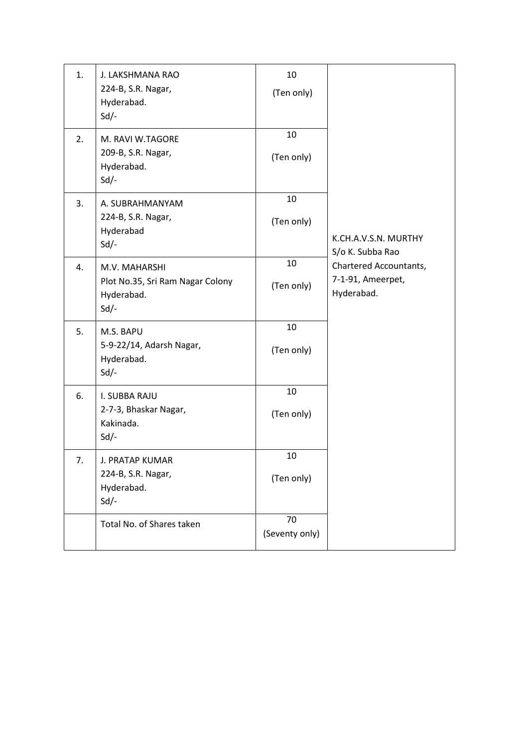| | | | |
|---|---|---|---|
| 1. | J. LAKSHMANA RAO<br>224-B, S.R. Nagar,<br>Hyderabad.<br>Sd/- | 10<br>(Ten only) | K.CH.A.V.S.N. MURTHY<br>S/o K. Subba Rao<br>Chartered Accountants,<br>7-1-91, Ameerpet,<br>Hyderabad. |
| 2. | M. RAVI W.TAGORE<br>209-B, S.R. Nagar,<br>Hyderabad.<br>Sd/- | 10<br>(Ten only) | |
| 3. | A. SUBRAHMANYAM<br>224-B, S.R. Nagar,<br>Hyderabad<br>Sd/- | 10<br>(Ten only) | |
| 4. | M.V. MAHARSHI<br>Plot No.35, Sri Ram Nagar Colony<br>Hyderabad.<br>Sd/- | 10<br>(Ten only) | |
| 5. | M.S. BAPU<br>5-9-22/14, Adarsh Nagar,<br>Hyderabad.<br>Sd/- | 10<br>(Ten only) | |
| 6. | I. SUBBA RAJU<br>2-7-3, Bhaskar Nagar,<br>Kakinada.<br>Sd/- | 10<br>(Ten only) | |
| 7. | J. PRATAP KUMAR<br>224-B, S.R. Nagar,<br>Hyderabad.<br>Sd/- | 10<br>(Ten only) | |
| | Total No. of Shares taken | 70<br>(Seventy only) | |